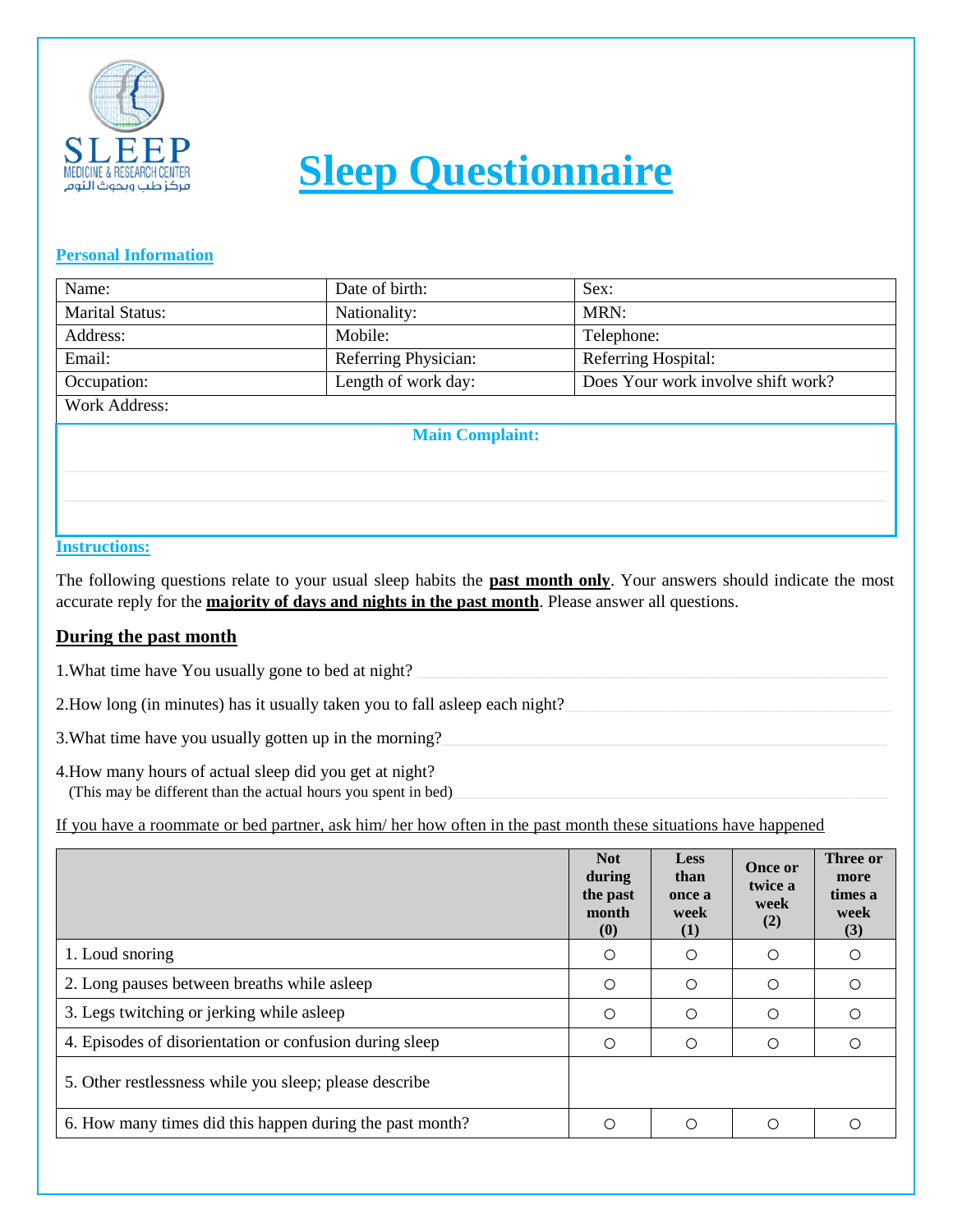SLEEP
MEDICINE & RESEARCH CENTER
مركز طب وبحوث النوم

# Sleep Questionnaire

## Personal Information

| Name: | Date of birth: | Sex: |
|---|---|---|
| Marital Status: | Nationality: | MRN: |
| Address: | Mobile: | Telephone: |
| Email: | Referring Physician: | Referring Hospital: |
| Occupation: | Length of work day: | Does Your work involve shift work? |
| Work Address: | | |

**Main Complaint:**

## Instructions:

The following questions relate to your usual sleep habits the **past month only**. Your answers should indicate the most accurate reply for the **majority of days and nights in the past month**. Please answer all questions.

### During the past month

1.What time have You usually gone to bed at night?

2.How long (in minutes) has it usually taken you to fall asleep each night?

3.What time have you usually gotten up in the morning?

4.How many hours of actual sleep did you get at night?
(This may be different than the actual hours you spent in bed)

If you have a roommate or bed partner, ask him/ her how often in the past month these situations have happened

| | Not during the past month (0) | Less than once a week (1) | Once or twice a week (2) | Three or more times a week (3) |
|---|---|---|---|---|
| 1. Loud snoring | ○ | ○ | ○ | ○ |
| 2. Long pauses between breaths while asleep | ○ | ○ | ○ | ○ |
| 3. Legs twitching or jerking while asleep | ○ | ○ | ○ | ○ |
| 4. Episodes of disorientation or confusion during sleep | ○ | ○ | ○ | ○ |
| 5. Other restlessness while you sleep; please describe | | | | |
| 6. How many times did this happen during the past month? | ○ | ○ | ○ | ○ |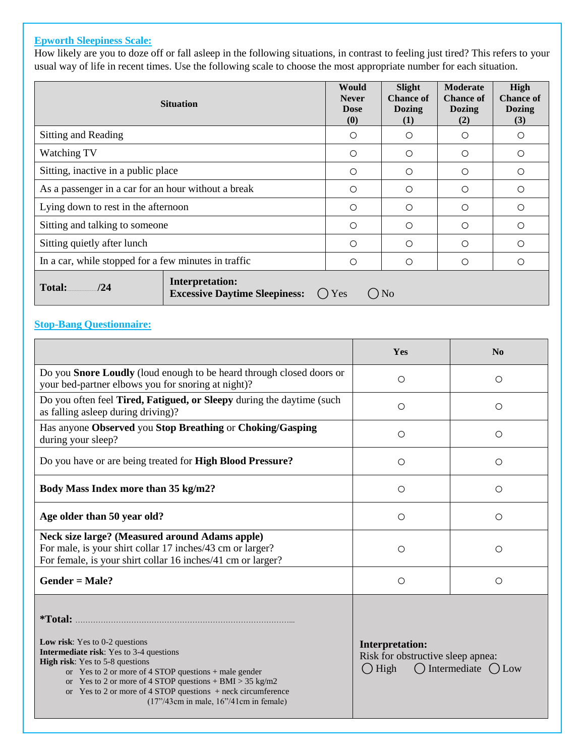## Epworth Sleepiness Scale:

How likely are you to doze off or fall asleep in the following situations, in contrast to feeling just tired? This refers to your usual way of life in recent times. Use the following scale to choose the most appropriate number for each situation.

| Situation | Would Never Dose (0) | Slight Chance of Dozing (1) | Moderate Chance of Dozing (2) | High Chance of Dozing (3) |
|---|---|---|---|---|
| Sitting and Reading | ○ | ○ | ○ | ○ |
| Watching TV | ○ | ○ | ○ | ○ |
| Sitting, inactive in a public place | ○ | ○ | ○ | ○ |
| As a passenger in a car for an hour without a break | ○ | ○ | ○ | ○ |
| Lying down to rest in the afternoon | ○ | ○ | ○ | ○ |
| Sitting and talking to someone | ○ | ○ | ○ | ○ |
| Sitting quietly after lunch | ○ | ○ | ○ | ○ |
| In a car, while stopped for a few minutes in traffic | ○ | ○ | ○ | ○ |

**Total:**........**/24**

**Interpretation:**
**Excessive Daytime Sleepiness:** ◯ Yes ◯ No

## Stop-Bang Questionnaire:

| | Yes | No |
|---|---|---|
| Do you **Snore Loudly** (loud enough to be heard through closed doors or your bed-partner elbows you for snoring at night)? | ○ | ○ |
| Do you often feel **Tired, Fatigued, or Sleepy** during the daytime (such as falling asleep during driving)? | ○ | ○ |
| Has anyone **Observed** you **Stop Breathing** or **Choking/Gasping** during your sleep? | ○ | ○ |
| Do you have or are being treated for **High Blood Pressure?** | ○ | ○ |
| **Body Mass Index more than 35 kg/m2?** | ○ | ○ |
| **Age older than 50 year old?** | ○ | ○ |
| **Neck size large? (Measured around Adams apple)** For male, is your shirt collar 17 inches/43 cm or larger? For female, is your shirt collar 16 inches/41 cm or larger? | ○ | ○ |
| **Gender = Male?** | ○ | ○ |

**\*Total:** ..........................................................................................

**Low risk**: Yes to 0-2 questions
**Intermediate risk**: Yes to 3-4 questions
**High risk**: Yes to 5-8 questions
- or Yes to 2 or more of 4 STOP questions + male gender
- or Yes to 2 or more of 4 STOP questions + BMI > 35 kg/m2
- or Yes to 2 or more of 4 STOP questions + neck circumference (17"/43cm in male, 16"/41cm in female)

**Interpretation:**
Risk for obstructive sleep apnea:
◯ High ◯ Intermediate ◯ Low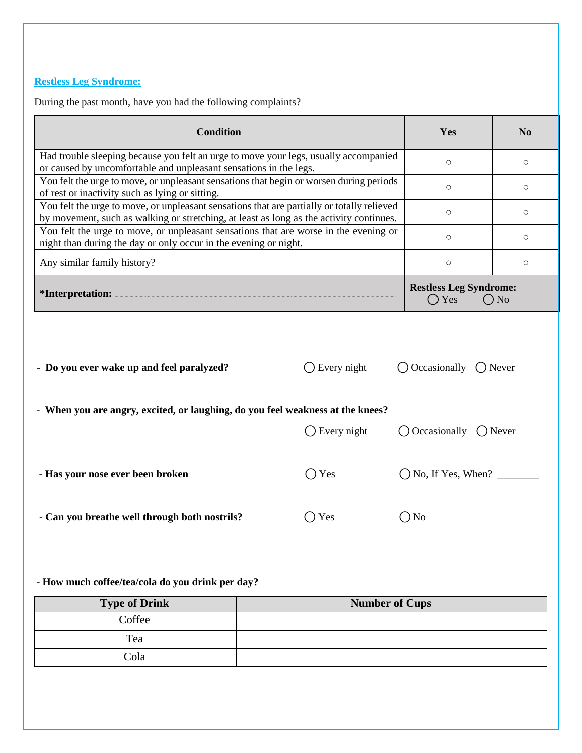**Restless Leg Syndrome:**

During the past month, have you had the following complaints?

| Condition | Yes | No |
|---|---|---|
| Had trouble sleeping because you felt an urge to move your legs, usually accompanied or caused by uncomfortable and unpleasant sensations in the legs. | ○ | ○ |
| You felt the urge to move, or unpleasant sensations that begin or worsen during periods of rest or inactivity such as lying or sitting. | ○ | ○ |
| You felt the urge to move, or unpleasant sensations that are partially or totally relieved by movement, such as walking or stretching, at least as long as the activity continues. | ○ | ○ |
| You felt the urge to move, or unpleasant sensations that are worse in the evening or night than during the day or only occur in the evening or night. | ○ | ○ |
| Any similar family history? | ○ | ○ |
| ***Interpretation:** | **Restless Leg Syndrome:** ◯ Yes ◯ No | |

- **Do you ever wake up and feel paralyzed?** ◯ Every night ◯ Occasionally ◯ Never

- **When you are angry, excited, or laughing, do you feel weakness at the knees?** ◯ Every night ◯ Occasionally ◯ Never

- **Has your nose ever been broken** ◯ Yes ◯ No, If Yes, When? ________

- **Can you breathe well through both nostrils?** ◯ Yes ◯ No

- **How much coffee/tea/cola do you drink per day?**

| Type of Drink | Number of Cups |
|---|---|
| Coffee | |
| Tea | |
| Cola | |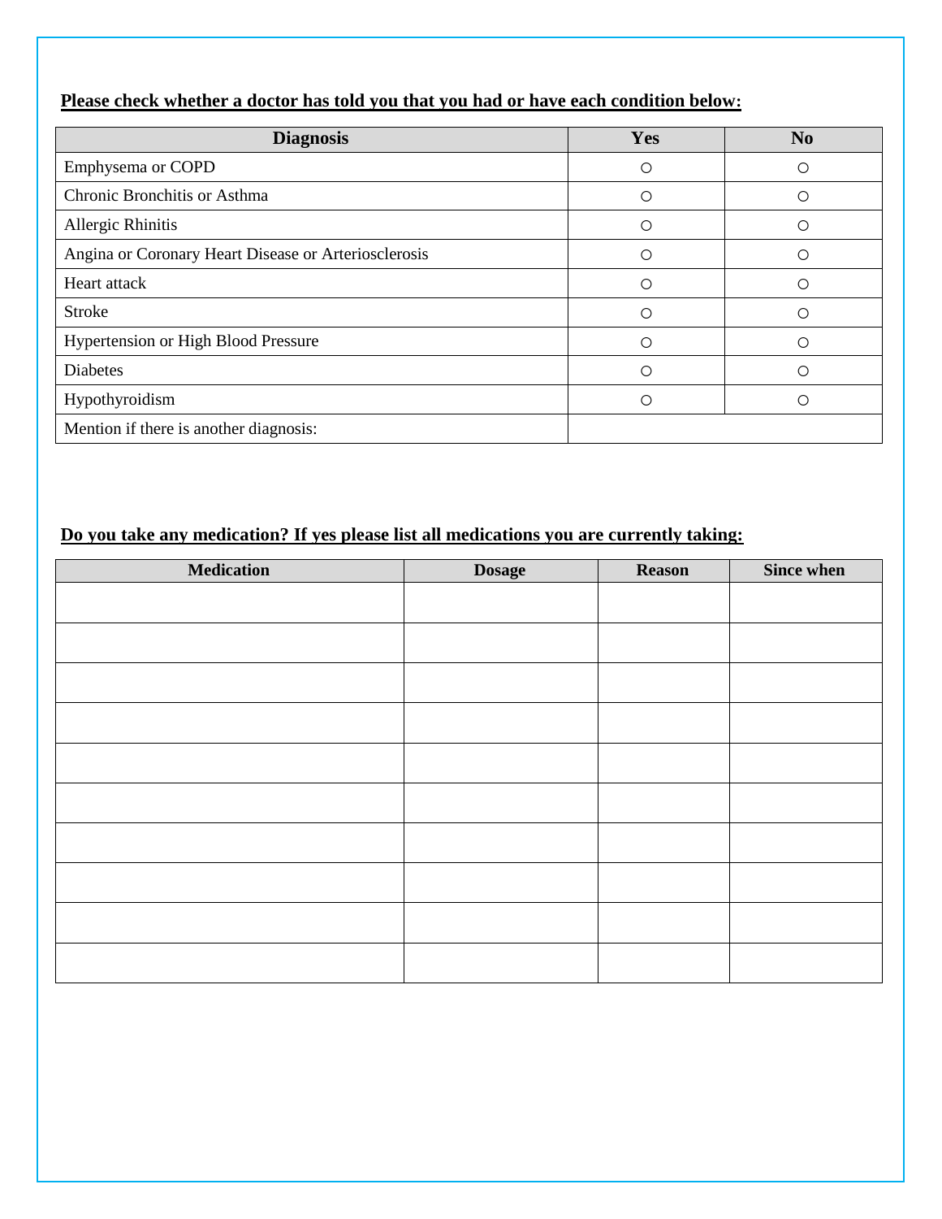**<u>Please check whether a doctor has told you that you had or have each condition below:</u>**

| Diagnosis | Yes | No |
|---|---|---|
| Emphysema or COPD | ○ | ○ |
| Chronic Bronchitis or Asthma | ○ | ○ |
| Allergic Rhinitis | ○ | ○ |
| Angina or Coronary Heart Disease or Arteriosclerosis | ○ | ○ |
| Heart attack | ○ | ○ |
| Stroke | ○ | ○ |
| Hypertension or High Blood Pressure | ○ | ○ |
| Diabetes | ○ | ○ |
| Hypothyroidism | ○ | ○ |
| Mention if there is another diagnosis: | | |

**<u>Do you take any medication? If yes please list all medications you are currently taking:</u>**

| Medication | Dosage | Reason | Since when |
|---|---|---|---|
| | | | |
| | | | |
| | | | |
| | | | |
| | | | |
| | | | |
| | | | |
| | | | |
| | | | |
| | | | |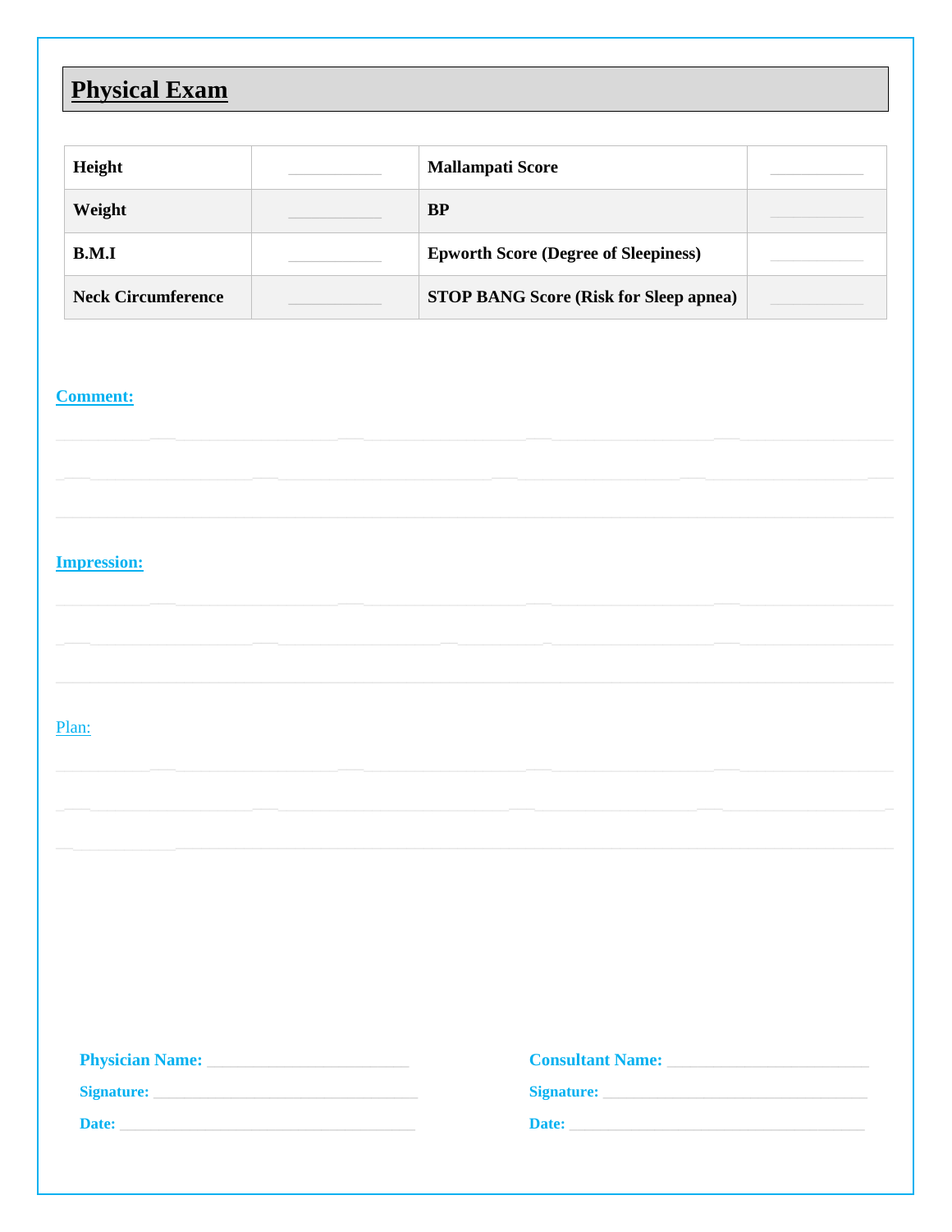## Physical Exam

| | | | |
|---|---|---|---|
| **Height** | ___________ | **Mallampati Score** | ___________ |
| **Weight** | ___________ | **BP** | ___________ |
| **B.M.I** | ___________ | **Epworth Score (Degree of Sleepiness)** | ___________ |
| **Neck Circumference** | ___________ | **STOP BANG Score (Risk for Sleep apnea)** | ___________ |

**Comment:**

_______________________________________________________________________________

_______________________________________________________________________________

_______________________________________________________________________________

**Impression:**

_______________________________________________________________________________

_______________________________________________________________________________

_______________________________________________________________________________

Plan:

_______________________________________________________________________________

_______________________________________________________________________________

_______________________________________________________________________________

**Physician Name:** ________________________

**Signature:** ________________________________

**Date:** ___________________________________

**Consultant Name:** ________________________

**Signature:** ________________________________

**Date:** ___________________________________